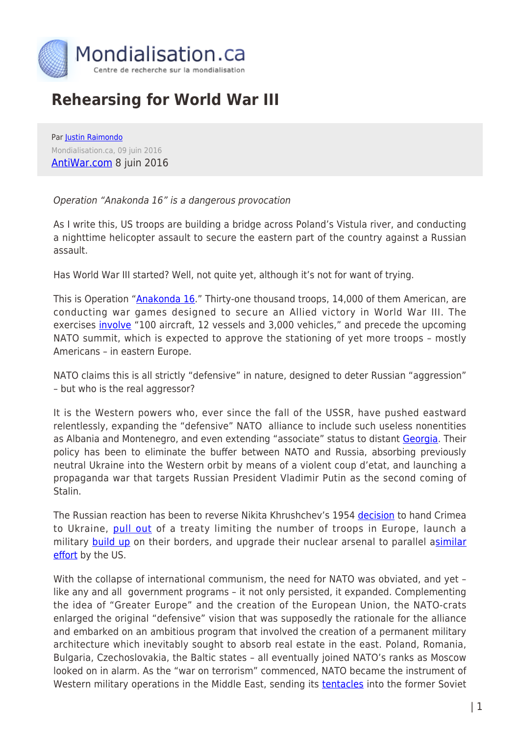Mondialisation.ca

Centre de recherche sur la mondialisation

# Rehearsing for World War III

Par Justin Raimondo

Mondialisation.ca, 09 juin 2016

AntiWar.com 8 juin 2016

*Operation "Anakonda 16" is a dangerous provocation*

As I write this, US troops are building a bridge across Poland's Vistula river, and conducting a nighttime helicopter assault to secure the eastern part of the country against a Russian assault.

Has World War III started? Well, not quite yet, although it's not for want of trying.

This is Operation "Anakonda 16." Thirty-one thousand troops, 14,000 of them American, are conducting war games designed to secure an Allied victory in World War III. The exercises involve "100 aircraft, 12 vessels and 3,000 vehicles," and precede the upcoming NATO summit, which is expected to approve the stationing of yet more troops – mostly Americans – in eastern Europe.

NATO claims this is all strictly "defensive" in nature, designed to deter Russian "aggression" – but who is the real aggressor?

It is the Western powers who, ever since the fall of the USSR, have pushed eastward relentlessly, expanding the "defensive" NATO alliance to include such useless nonentities as Albania and Montenegro, and even extending "associate" status to distant Georgia. Their policy has been to eliminate the buffer between NATO and Russia, absorbing previously neutral Ukraine into the Western orbit by means of a violent coup d'etat, and launching a propaganda war that targets Russian President Vladimir Putin as the second coming of Stalin.

The Russian reaction has been to reverse Nikita Khrushchev's 1954 decision to hand Crimea to Ukraine, pull out of a treaty limiting the number of troops in Europe, launch a military build up on their borders, and upgrade their nuclear arsenal to parallel asimilar effort by the US.

With the collapse of international communism, the need for NATO was obviated, and yet – like any and all government programs – it not only persisted, it expanded. Complementing the idea of "Greater Europe" and the creation of the European Union, the NATO-crats enlarged the original "defensive" vision that was supposedly the rationale for the alliance and embarked on an ambitious program that involved the creation of a permanent military architecture which inevitably sought to absorb real estate in the east. Poland, Romania, Bulgaria, Czechoslovakia, the Baltic states – all eventually joined NATO's ranks as Moscow looked on in alarm. As the "war on terrorism" commenced, NATO became the instrument of Western military operations in the Middle East, sending its tentacles into the former Soviet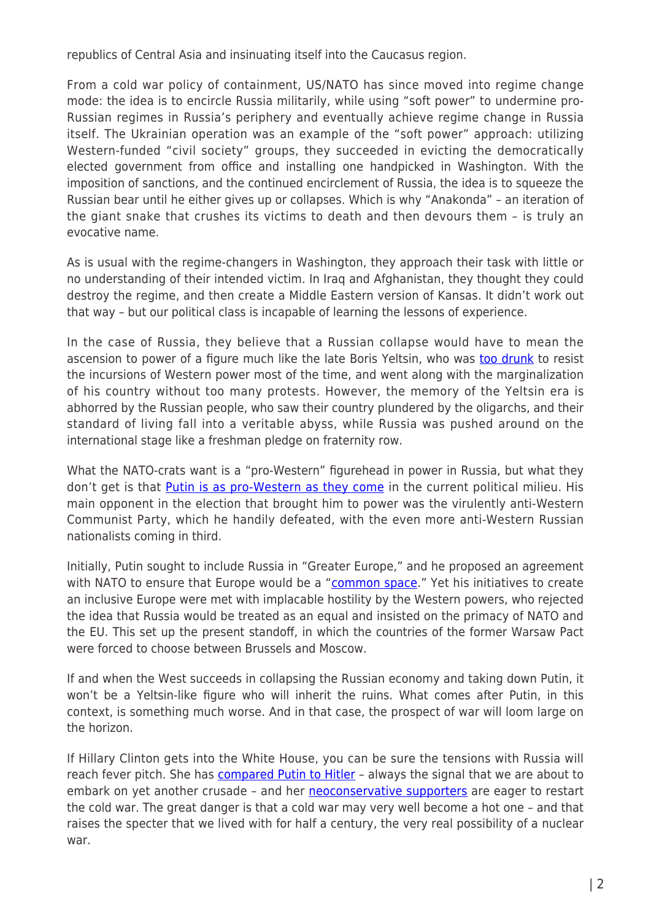republics of Central Asia and insinuating itself into the Caucasus region.

From a cold war policy of containment, US/NATO has since moved into regime change mode: the idea is to encircle Russia militarily, while using "soft power" to undermine pro-Russian regimes in Russia's periphery and eventually achieve regime change in Russia itself. The Ukrainian operation was an example of the "soft power" approach: utilizing Western-funded "civil society" groups, they succeeded in evicting the democratically elected government from office and installing one handpicked in Washington. With the imposition of sanctions, and the continued encirclement of Russia, the idea is to squeeze the Russian bear until he either gives up or collapses. Which is why "Anakonda" – an iteration of the giant snake that crushes its victims to death and then devours them – is truly an evocative name.

As is usual with the regime-changers in Washington, they approach their task with little or no understanding of their intended victim. In Iraq and Afghanistan, they thought they could destroy the regime, and then create a Middle Eastern version of Kansas. It didn't work out that way – but our political class is incapable of learning the lessons of experience.

In the case of Russia, they believe that a Russian collapse would have to mean the ascension to power of a figure much like the late Boris Yeltsin, who was too drunk to resist the incursions of Western power most of the time, and went along with the marginalization of his country without too many protests. However, the memory of the Yeltsin era is abhorred by the Russian people, who saw their country plundered by the oligarchs, and their standard of living fall into a veritable abyss, while Russia was pushed around on the international stage like a freshman pledge on fraternity row.

What the NATO-crats want is a "pro-Western" figurehead in power in Russia, but what they don't get is that Putin is as pro-Western as they come in the current political milieu. His main opponent in the election that brought him to power was the virulently anti-Western Communist Party, which he handily defeated, with the even more anti-Western Russian nationalists coming in third.

Initially, Putin sought to include Russia in "Greater Europe," and he proposed an agreement with NATO to ensure that Europe would be a "common space." Yet his initiatives to create an inclusive Europe were met with implacable hostility by the Western powers, who rejected the idea that Russia would be treated as an equal and insisted on the primacy of NATO and the EU. This set up the present standoff, in which the countries of the former Warsaw Pact were forced to choose between Brussels and Moscow.

If and when the West succeeds in collapsing the Russian economy and taking down Putin, it won't be a Yeltsin-like figure who will inherit the ruins. What comes after Putin, in this context, is something much worse. And in that case, the prospect of war will loom large on the horizon.

If Hillary Clinton gets into the White House, you can be sure the tensions with Russia will reach fever pitch. She has compared Putin to Hitler – always the signal that we are about to embark on yet another crusade – and her neoconservative supporters are eager to restart the cold war. The great danger is that a cold war may very well become a hot one – and that raises the specter that we lived with for half a century, the very real possibility of a nuclear war.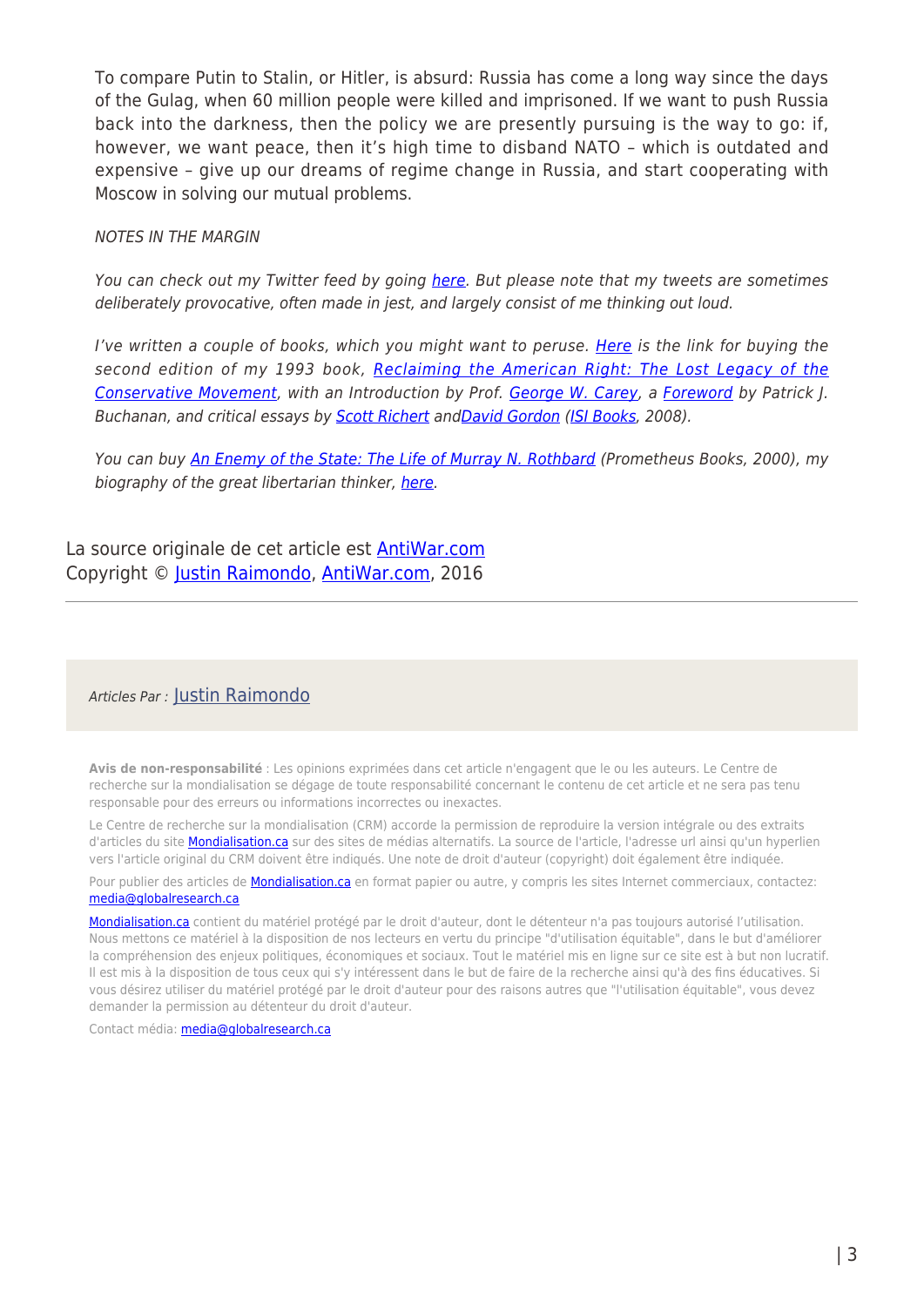To compare Putin to Stalin, or Hitler, is absurd: Russia has come a long way since the days of the Gulag, when 60 million people were killed and imprisoned. If we want to push Russia back into the darkness, then the policy we are presently pursuing is the way to go: if, however, we want peace, then it's high time to disband NATO – which is outdated and expensive – give up our dreams of regime change in Russia, and start cooperating with Moscow in solving our mutual problems.

*NOTES IN THE MARGIN*

*You can check out my Twitter feed by going here. But please note that my tweets are sometimes deliberately provocative, often made in jest, and largely consist of me thinking out loud.*

*I've written a couple of books, which you might want to peruse. Here is the link for buying the second edition of my 1993 book, Reclaiming the American Right: The Lost Legacy of the Conservative Movement, with an Introduction by Prof. George W. Carey, a Foreword by Patrick J. Buchanan, and critical essays by Scott Richert andDavid Gordon (ISI Books, 2008).*

*You can buy An Enemy of the State: The Life of Murray N. Rothbard (Prometheus Books, 2000), my biography of the great libertarian thinker, here.*

La source originale de cet article est AntiWar.com
Copyright © Justin Raimondo, AntiWar.com, 2016

---

*Articles Par :* Justin Raimondo

**Avis de non-responsabilité** : Les opinions exprimées dans cet article n'engagent que le ou les auteurs. Le Centre de recherche sur la mondialisation se dégage de toute responsabilité concernant le contenu de cet article et ne sera pas tenu responsable pour des erreurs ou informations incorrectes ou inexactes.

Le Centre de recherche sur la mondialisation (CRM) accorde la permission de reproduire la version intégrale ou des extraits d'articles du site Mondialisation.ca sur des sites de médias alternatifs. La source de l'article, l'adresse url ainsi qu'un hyperlien vers l'article original du CRM doivent être indiqués. Une note de droit d'auteur (copyright) doit également être indiquée.

Pour publier des articles de Mondialisation.ca en format papier ou autre, y compris les sites Internet commerciaux, contactez: media@globalresearch.ca

Mondialisation.ca contient du matériel protégé par le droit d'auteur, dont le détenteur n'a pas toujours autorisé l'utilisation. Nous mettons ce matériel à la disposition de nos lecteurs en vertu du principe "d'utilisation équitable", dans le but d'améliorer la compréhension des enjeux politiques, économiques et sociaux. Tout le matériel mis en ligne sur ce site est à but non lucratif. Il est mis à la disposition de tous ceux qui s'y intéressent dans le but de faire de la recherche ainsi qu'à des fins éducatives. Si vous désirez utiliser du matériel protégé par le droit d'auteur pour des raisons autres que "l'utilisation équitable", vous devez demander la permission au détenteur du droit d'auteur.

Contact média: media@globalresearch.ca